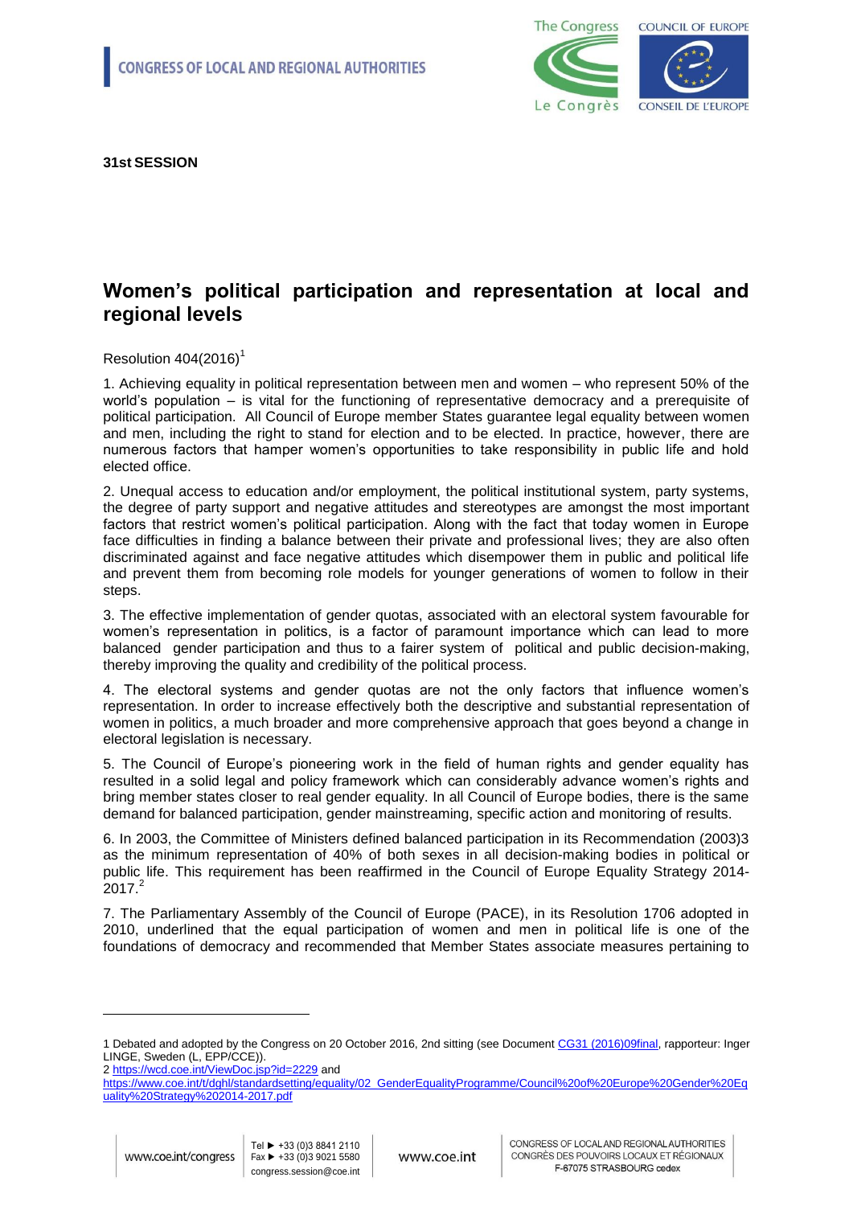**31st SESSION**

# Women's political participation and representation at local and regional levels

Resolution 404(2016)[1]

1. Achieving equality in political representation between men and women – who represent 50% of the world's population – is vital for the functioning of representative democracy and a prerequisite of political participation. All Council of Europe member States guarantee legal equality between women and men, including the right to stand for election and to be elected. In practice, however, there are numerous factors that hamper women's opportunities to take responsibility in public life and hold elected office.

2. Unequal access to education and/or employment, the political institutional system, party systems, the degree of party support and negative attitudes and stereotypes are amongst the most important factors that restrict women's political participation. Along with the fact that today women in Europe face difficulties in finding a balance between their private and professional lives; they are also often discriminated against and face negative attitudes which disempower them in public and political life and prevent them from becoming role models for younger generations of women to follow in their steps.

3. The effective implementation of gender quotas, associated with an electoral system favourable for women's representation in politics, is a factor of paramount importance which can lead to more balanced gender participation and thus to a fairer system of political and public decision-making, thereby improving the quality and credibility of the political process.

4. The electoral systems and gender quotas are not the only factors that influence women's representation. In order to increase effectively both the descriptive and substantial representation of women in politics, a much broader and more comprehensive approach that goes beyond a change in electoral legislation is necessary.

5. The Council of Europe's pioneering work in the field of human rights and gender equality has resulted in a solid legal and policy framework which can considerably advance women's rights and bring member states closer to real gender equality. In all Council of Europe bodies, there is the same demand for balanced participation, gender mainstreaming, specific action and monitoring of results.

6. In 2003, the Committee of Ministers defined balanced participation in its Recommendation (2003)3 as the minimum representation of 40% of both sexes in all decision-making bodies in political or public life. This requirement has been reaffirmed in the Council of Europe Equality Strategy 2014-2017.[2]

7. The Parliamentary Assembly of the Council of Europe (PACE), in its Resolution 1706 adopted in 2010, underlined that the equal participation of women and men in political life is one of the foundations of democracy and recommended that Member States associate measures pertaining to

---

1 Debated and adopted by the Congress on 20 October 2016, 2nd sitting (see Document CG31 (2016)09final, rapporteur: Inger LINGE, Sweden (L, EPP/CCE)).

2 https://wcd.coe.int/ViewDoc.jsp?id=2229 and https://www.coe.int/t/dghl/standardsetting/equality/02_GenderEqualityProgramme/Council%20of%20Europe%20Gender%20Equality%20Strategy%202014-2017.pdf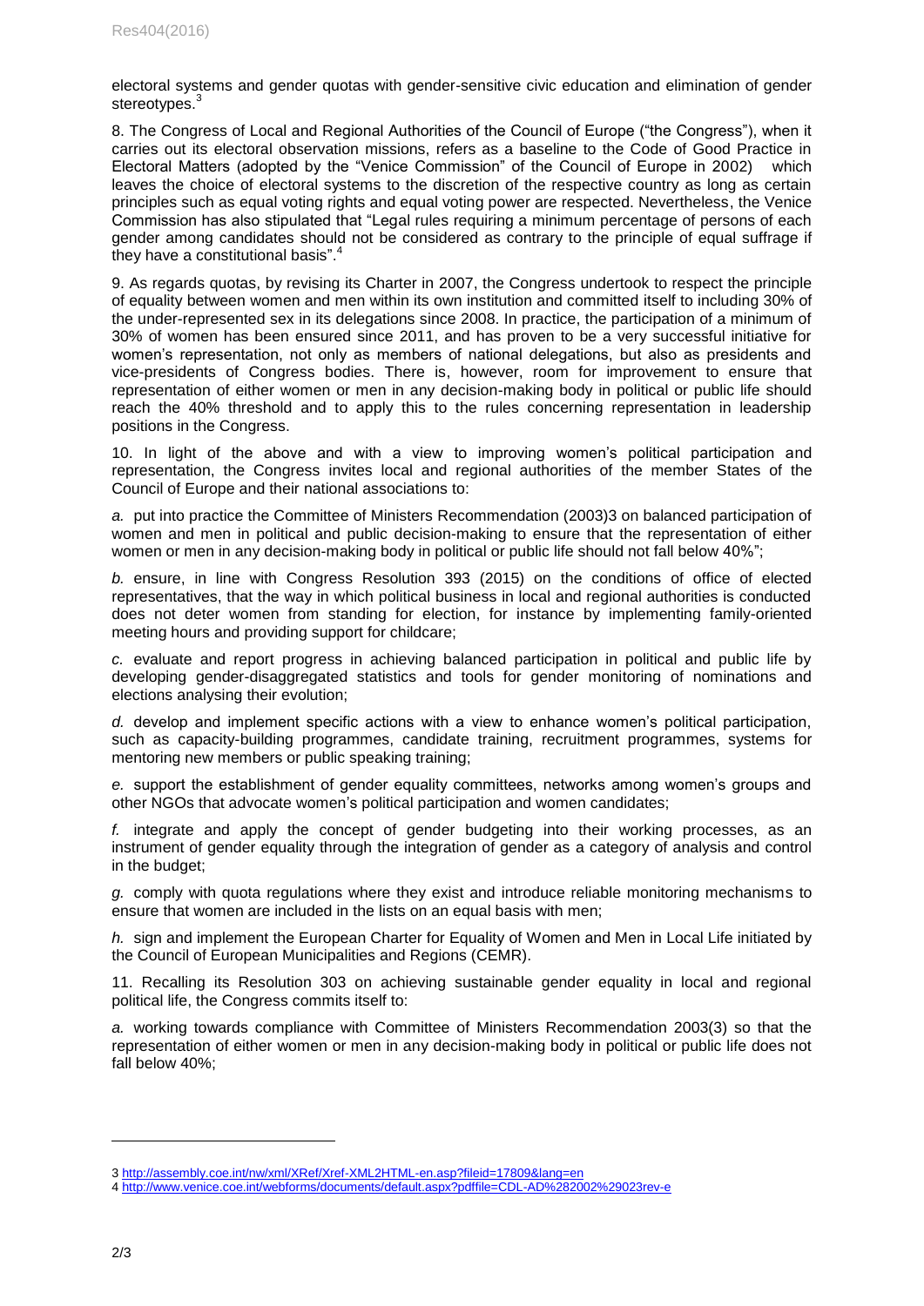electoral systems and gender quotas with gender-sensitive civic education and elimination of gender stereotypes.[3]

8. The Congress of Local and Regional Authorities of the Council of Europe ("the Congress"), when it carries out its electoral observation missions, refers as a baseline to the Code of Good Practice in Electoral Matters (adopted by the "Venice Commission" of the Council of Europe in 2002) which leaves the choice of electoral systems to the discretion of the respective country as long as certain principles such as equal voting rights and equal voting power are respected. Nevertheless, the Venice Commission has also stipulated that "Legal rules requiring a minimum percentage of persons of each gender among candidates should not be considered as contrary to the principle of equal suffrage if they have a constitutional basis".[4]

9. As regards quotas, by revising its Charter in 2007, the Congress undertook to respect the principle of equality between women and men within its own institution and committed itself to including 30% of the under-represented sex in its delegations since 2008. In practice, the participation of a minimum of 30% of women has been ensured since 2011, and has proven to be a very successful initiative for women's representation, not only as members of national delegations, but also as presidents and vice-presidents of Congress bodies. There is, however, room for improvement to ensure that representation of either women or men in any decision-making body in political or public life should reach the 40% threshold and to apply this to the rules concerning representation in leadership positions in the Congress.

10. In light of the above and with a view to improving women's political participation and representation, the Congress invites local and regional authorities of the member States of the Council of Europe and their national associations to:

*a.* put into practice the Committee of Ministers Recommendation (2003)3 on balanced participation of women and men in political and public decision-making to ensure that the representation of either women or men in any decision-making body in political or public life should not fall below 40%";

*b.* ensure, in line with Congress Resolution 393 (2015) on the conditions of office of elected representatives, that the way in which political business in local and regional authorities is conducted does not deter women from standing for election, for instance by implementing family-oriented meeting hours and providing support for childcare;

*c.* evaluate and report progress in achieving balanced participation in political and public life by developing gender-disaggregated statistics and tools for gender monitoring of nominations and elections analysing their evolution;

*d.* develop and implement specific actions with a view to enhance women's political participation, such as capacity-building programmes, candidate training, recruitment programmes, systems for mentoring new members or public speaking training;

*e.* support the establishment of gender equality committees, networks among women's groups and other NGOs that advocate women's political participation and women candidates;

*f.* integrate and apply the concept of gender budgeting into their working processes, as an instrument of gender equality through the integration of gender as a category of analysis and control in the budget;

*g.* comply with quota regulations where they exist and introduce reliable monitoring mechanisms to ensure that women are included in the lists on an equal basis with men;

*h.* sign and implement the European Charter for Equality of Women and Men in Local Life initiated by the Council of European Municipalities and Regions (CEMR).

11. Recalling its Resolution 303 on achieving sustainable gender equality in local and regional political life, the Congress commits itself to:

*a.* working towards compliance with Committee of Ministers Recommendation 2003(3) so that the representation of either women or men in any decision-making body in political or public life does not fall below 40%;

---

3 http://assembly.coe.int/nw/xml/XRef/Xref-XML2HTML-en.asp?fileid=17809&lang=en

4 http://www.venice.coe.int/webforms/documents/default.aspx?pdffile=CDL-AD%282002%29023rev-e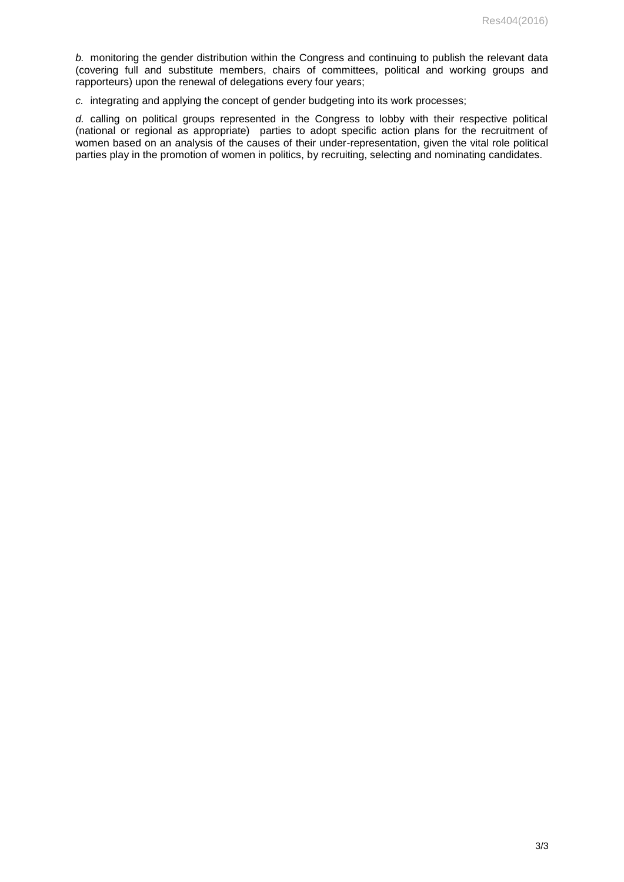*b.* monitoring the gender distribution within the Congress and continuing to publish the relevant data (covering full and substitute members, chairs of committees, political and working groups and rapporteurs) upon the renewal of delegations every four years;

*c.* integrating and applying the concept of gender budgeting into its work processes;

*d.* calling on political groups represented in the Congress to lobby with their respective political (national or regional as appropriate) parties to adopt specific action plans for the recruitment of women based on an analysis of the causes of their under-representation, given the vital role political parties play in the promotion of women in politics, by recruiting, selecting and nominating candidates.